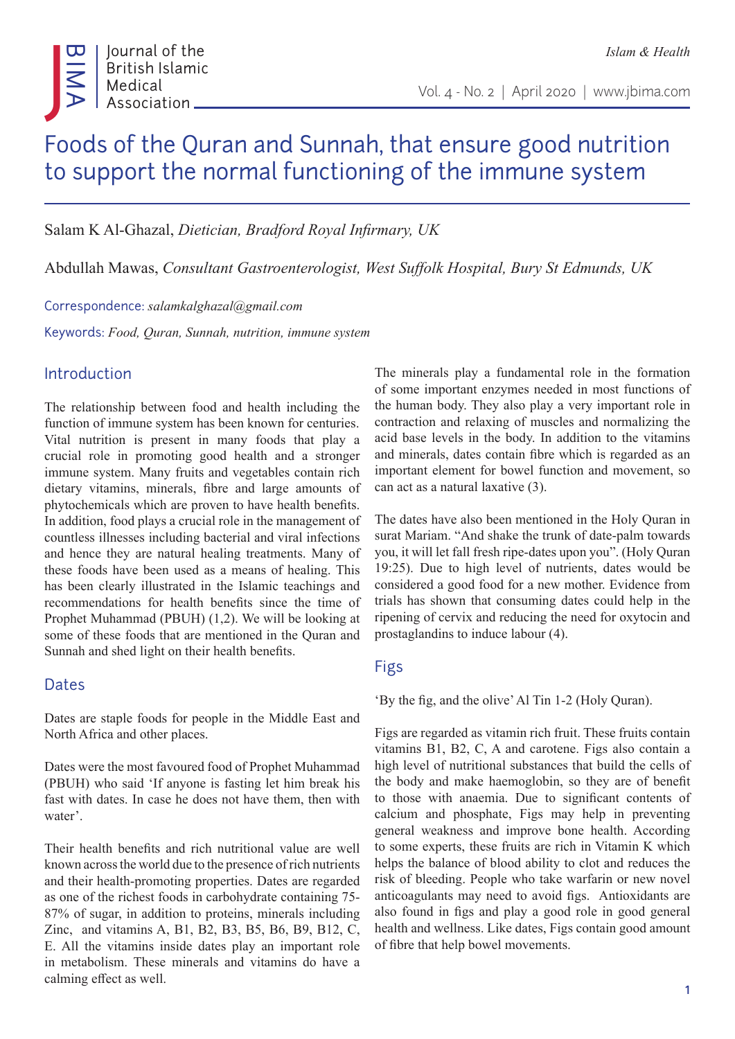# Foods of the Quran and Sunnah, that ensure good nutrition to support the normal functioning of the immune system

Salam K Al-Ghazal, *Dietician, Bradford Royal Infirmary, UK*

Abdullah Mawas, *Consultant Gastroenterologist, West Suffolk Hospital, Bury St Edmunds, UK*

Correspondence: *salamkalghazal@gmail.com*

Keywords: *Food, Quran, Sunnah, nutrition, immune system*

## Introduction

The relationship between food and health including the function of immune system has been known for centuries. Vital nutrition is present in many foods that play a crucial role in promoting good health and a stronger immune system. Many fruits and vegetables contain rich dietary vitamins, minerals, fibre and large amounts of phytochemicals which are proven to have health benefits. In addition, food plays a crucial role in the management of countless illnesses including bacterial and viral infections and hence they are natural healing treatments. Many of these foods have been used as a means of healing. This has been clearly illustrated in the Islamic teachings and recommendations for health benefits since the time of Prophet Muhammad (PBUH) (1,2). We will be looking at some of these foods that are mentioned in the Quran and Sunnah and shed light on their health benefits.

## Dates

Dates are staple foods for people in the Middle East and North Africa and other places.

Dates were the most favoured food of Prophet Muhammad (PBUH) who said 'If anyone is fasting let him break his fast with dates. In case he does not have them, then with water'.

Their health benefits and rich nutritional value are well known across the world due to the presence of rich nutrients and their health-promoting properties. Dates are regarded as one of the richest foods in carbohydrate containing 75-87% of sugar, in addition to proteins, minerals including Zinc, and vitamins A, B1, B2, B3, B5, B6, B9, B12, C, E. All the vitamins inside dates play an important role in metabolism. These minerals and vitamins do have a calming effect as well.

The minerals play a fundamental role in the formation of some important enzymes needed in most functions of the human body. They also play a very important role in contraction and relaxing of muscles and normalizing the acid base levels in the body. In addition to the vitamins and minerals, dates contain fibre which is regarded as an important element for bowel function and movement, so can act as a natural laxative (3).

The dates have also been mentioned in the Holy Quran in surat Mariam. "And shake the trunk of date-palm towards you, it will let fall fresh ripe-dates upon you". (Holy Quran 19:25). Due to high level of nutrients, dates would be considered a good food for a new mother. Evidence from trials has shown that consuming dates could help in the ripening of cervix and reducing the need for oxytocin and prostaglandins to induce labour (4).

## Figs

'By the fig, and the olive' Al Tin 1-2 (Holy Quran).

Figs are regarded as vitamin rich fruit. These fruits contain vitamins B1, B2, C, A and carotene. Figs also contain a high level of nutritional substances that build the cells of the body and make haemoglobin, so they are of benefit to those with anaemia. Due to significant contents of calcium and phosphate, Figs may help in preventing general weakness and improve bone health. According to some experts, these fruits are rich in Vitamin K which helps the balance of blood ability to clot and reduces the risk of bleeding. People who take warfarin or new novel anticoagulants may need to avoid figs. Antioxidants are also found in figs and play a good role in good general health and wellness. Like dates, Figs contain good amount of fibre that help bowel movements.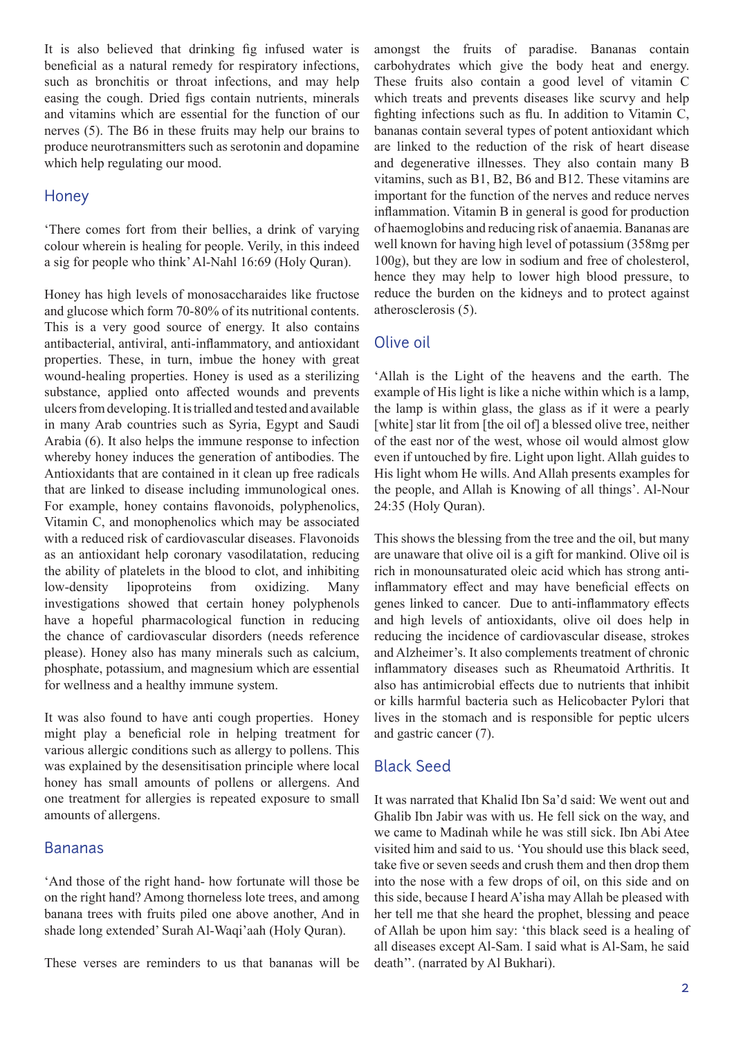It is also believed that drinking fig infused water is beneficial as a natural remedy for respiratory infections, such as bronchitis or throat infections, and may help easing the cough. Dried figs contain nutrients, minerals and vitamins which are essential for the function of our nerves (5). The B6 in these fruits may help our brains to produce neurotransmitters such as serotonin and dopamine which help regulating our mood.

## Honey

'There comes fort from their bellies, a drink of varying colour wherein is healing for people. Verily, in this indeed a sig for people who think' Al-Nahl 16:69 (Holy Quran).

Honey has high levels of monosaccharaides like fructose and glucose which form 70-80% of its nutritional contents. This is a very good source of energy. It also contains antibacterial, antiviral, anti-inflammatory, and antioxidant properties. These, in turn, imbue the honey with great wound-healing properties. Honey is used as a sterilizing substance, applied onto affected wounds and prevents ulcers from developing. It is trialled and tested and available in many Arab countries such as Syria, Egypt and Saudi Arabia (6). It also helps the immune response to infection whereby honey induces the generation of antibodies. The Antioxidants that are contained in it clean up free radicals that are linked to disease including immunological ones. For example, honey contains flavonoids, polyphenolics, Vitamin C, and monophenolics which may be associated with a reduced risk of cardiovascular diseases. Flavonoids as an antioxidant help coronary vasodilatation, reducing the ability of platelets in the blood to clot, and inhibiting low-density lipoproteins from oxidizing. Many investigations showed that certain honey polyphenols have a hopeful pharmacological function in reducing the chance of cardiovascular disorders (needs reference please). Honey also has many minerals such as calcium, phosphate, potassium, and magnesium which are essential for wellness and a healthy immune system.

It was also found to have anti cough properties. Honey might play a beneficial role in helping treatment for various allergic conditions such as allergy to pollens. This was explained by the desensitisation principle where local honey has small amounts of pollens or allergens. And one treatment for allergies is repeated exposure to small amounts of allergens.

## Bananas

'And those of the right hand- how fortunate will those be on the right hand? Among thorneless lote trees, and among banana trees with fruits piled one above another, And in shade long extended' Surah Al-Waqi'aah (Holy Quran).

These verses are reminders to us that bananas will be amongst the fruits of paradise. Bananas contain carbohydrates which give the body heat and energy. These fruits also contain a good level of vitamin C which treats and prevents diseases like scurvy and help fighting infections such as flu. In addition to Vitamin C, bananas contain several types of potent antioxidant which are linked to the reduction of the risk of heart disease and degenerative illnesses. They also contain many B vitamins, such as B1, B2, B6 and B12. These vitamins are important for the function of the nerves and reduce nerves inflammation. Vitamin B in general is good for production of haemoglobins and reducing risk of anaemia. Bananas are well known for having high level of potassium (358mg per 100g), but they are low in sodium and free of cholesterol, hence they may help to lower high blood pressure, to reduce the burden on the kidneys and to protect against atherosclerosis (5).

## Olive oil

'Allah is the Light of the heavens and the earth. The example of His light is like a niche within which is a lamp, the lamp is within glass, the glass as if it were a pearly [white] star lit from [the oil of] a blessed olive tree, neither of the east nor of the west, whose oil would almost glow even if untouched by fire. Light upon light. Allah guides to His light whom He wills. And Allah presents examples for the people, and Allah is Knowing of all things'. Al-Nour 24:35 (Holy Quran).

This shows the blessing from the tree and the oil, but many are unaware that olive oil is a gift for mankind. Olive oil is rich in monounsaturated oleic acid which has strong anti-inflammatory effect and may have beneficial effects on genes linked to cancer. Due to anti-inflammatory effects and high levels of antioxidants, olive oil does help in reducing the incidence of cardiovascular disease, strokes and Alzheimer's. It also complements treatment of chronic inflammatory diseases such as Rheumatoid Arthritis. It also has antimicrobial effects due to nutrients that inhibit or kills harmful bacteria such as Helicobacter Pylori that lives in the stomach and is responsible for peptic ulcers and gastric cancer (7).

## Black Seed

It was narrated that Khalid Ibn Sa'd said: We went out and Ghalib Ibn Jabir was with us. He fell sick on the way, and we came to Madinah while he was still sick. Ibn Abi Atee visited him and said to us. 'You should use this black seed, take five or seven seeds and crush them and then drop them into the nose with a few drops of oil, on this side and on this side, because I heard A'isha may Allah be pleased with her tell me that she heard the prophet, blessing and peace of Allah be upon him say: 'this black seed is a healing of all diseases except Al-Sam. I said what is Al-Sam, he said death''. (narrated by Al Bukhari).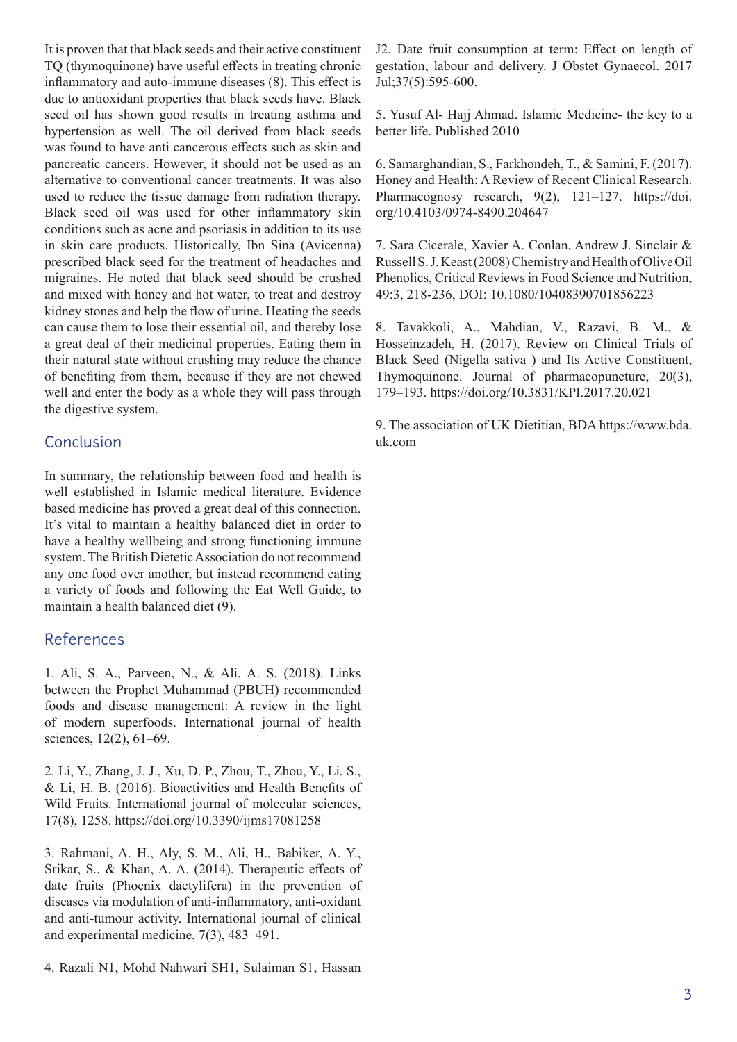It is proven that that black seeds and their active constituent TQ (thymoquinone) have useful effects in treating chronic inflammatory and auto-immune diseases (8). This effect is due to antioxidant properties that black seeds have. Black seed oil has shown good results in treating asthma and hypertension as well. The oil derived from black seeds was found to have anti cancerous effects such as skin and pancreatic cancers. However, it should not be used as an alternative to conventional cancer treatments. It was also used to reduce the tissue damage from radiation therapy. Black seed oil was used for other inflammatory skin conditions such as acne and psoriasis in addition to its use in skin care products. Historically, Ibn Sina (Avicenna) prescribed black seed for the treatment of headaches and migraines. He noted that black seed should be crushed and mixed with honey and hot water, to treat and destroy kidney stones and help the flow of urine. Heating the seeds can cause them to lose their essential oil, and thereby lose a great deal of their medicinal properties. Eating them in their natural state without crushing may reduce the chance of benefiting from them, because if they are not chewed well and enter the body as a whole they will pass through the digestive system.

## Conclusion

In summary, the relationship between food and health is well established in Islamic medical literature. Evidence based medicine has proved a great deal of this connection. It's vital to maintain a healthy balanced diet in order to have a healthy wellbeing and strong functioning immune system. The British Dietetic Association do not recommend any one food over another, but instead recommend eating a variety of foods and following the Eat Well Guide, to maintain a health balanced diet (9).

## References

1. Ali, S. A., Parveen, N., & Ali, A. S. (2018). Links between the Prophet Muhammad (PBUH) recommended foods and disease management: A review in the light of modern superfoods. International journal of health sciences, 12(2), 61–69.

2. Li, Y., Zhang, J. J., Xu, D. P., Zhou, T., Zhou, Y., Li, S., & Li, H. B. (2016). Bioactivities and Health Benefits of Wild Fruits. International journal of molecular sciences, 17(8), 1258. https://doi.org/10.3390/ijms17081258

3. Rahmani, A. H., Aly, S. M., Ali, H., Babiker, A. Y., Srikar, S., & Khan, A. A. (2014). Therapeutic effects of date fruits (Phoenix dactylifera) in the prevention of diseases via modulation of anti-inflammatory, anti-oxidant and anti-tumour activity. International journal of clinical and experimental medicine, 7(3), 483–491.

4. Razali N1, Mohd Nahwari SH1, Sulaiman S1, Hassan J2. Date fruit consumption at term: Effect on length of gestation, labour and delivery. J Obstet Gynaecol. 2017 Jul;37(5):595-600.

5. Yusuf Al- Hajj Ahmad. Islamic Medicine- the key to a better life. Published 2010

6. Samarghandian, S., Farkhondeh, T., & Samini, F. (2017). Honey and Health: A Review of Recent Clinical Research. Pharmacognosy research, 9(2), 121–127. https://doi.org/10.4103/0974-8490.204647

7. Sara Cicerale, Xavier A. Conlan, Andrew J. Sinclair & Russell S. J. Keast (2008) Chemistry and Health of Olive Oil Phenolics, Critical Reviews in Food Science and Nutrition, 49:3, 218-236, DOI: 10.1080/10408390701856223

8. Tavakkoli, A., Mahdian, V., Razavi, B. M., & Hosseinzadeh, H. (2017). Review on Clinical Trials of Black Seed (Nigella sativa ) and Its Active Constituent, Thymoquinone. Journal of pharmacopuncture, 20(3), 179–193. https://doi.org/10.3831/KPI.2017.20.021

9. The association of UK Dietitian, BDA https://www.bda.uk.com